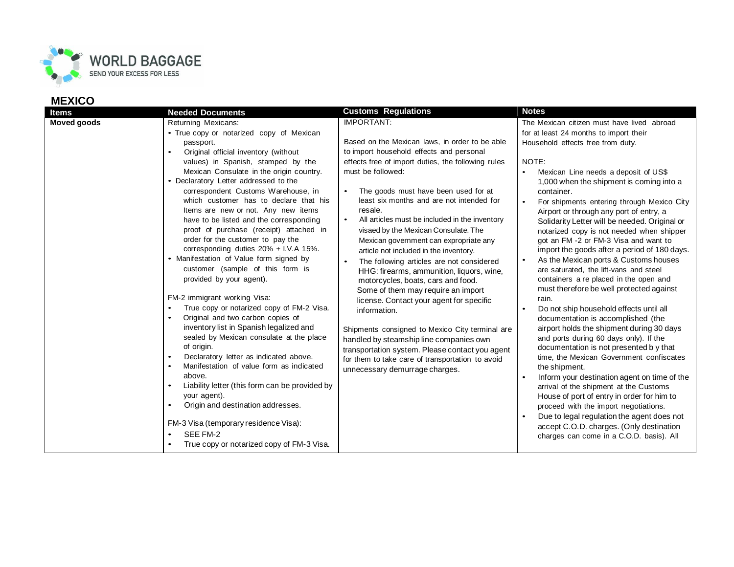WORLD BAGGAGE
SEND YOUR EXCESS FOR LESS

## MEXICO

| Items | Needed Documents | Customs Regulations | Notes |
|---|---|---|---|
| **Moved goods** | Returning Mexicans:<br>• True copy or notarized copy of Mexican passport.<br>• Original official inventory (without values) in Spanish, stamped by the Mexican Consulate in the origin country.<br>• Declaratory Letter addressed to the correspondent Customs Warehouse, in which customer has to declare that his Items are new or not. Any new items have to be listed and the corresponding proof of purchase (receipt) attached in order for the customer to pay the corresponding duties 20% + I.V.A 15%.<br>• Manifestation of Value form signed by customer (sample of this form is provided by your agent).<br><br>FM-2 immigrant working Visa:<br>• True copy or notarized copy of FM-2 Visa.<br>• Original and two carbon copies of inventory list in Spanish legalized and sealed by Mexican consulate at the place of origin.<br>• Declaratory letter as indicated above.<br>• Manifestation of value form as indicated above.<br>• Liability letter (this form can be provided by your agent).<br>• Origin and destination addresses.<br><br>FM-3 Visa (temporary residence Visa):<br>• SEE FM-2<br>• True copy or notarized copy of FM-3 Visa. | IMPORTANT:<br><br>Based on the Mexican laws, in order to be able to import household effects and personal effects free of import duties, the following rules must be followed:<br><br>• The goods must have been used for at least six months and are not intended for resale.<br>• All articles must be included in the inventory visaed by the Mexican Consulate. The Mexican government can expropriate any article not included in the inventory.<br>• The following articles are not considered HHG: firearms, ammunition, liquors, wine, motorcycles, boats, cars and food. Some of them may require an import license. Contact your agent for specific information.<br><br>Shipments consigned to Mexico City terminal are handled by steamship line companies own transportation system. Please contact you agent for them to take care of transportation to avoid unnecessary demurrage charges. | The Mexican citizen must have lived abroad for at least 24 months to import their Household effects free from duty.<br><br>NOTE:<br>• Mexican Line needs a deposit of US$ 1,000 when the shipment is coming into a container.<br>• For shipments entering through Mexico City Airport or through any port of entry, a Solidarity Letter will be needed. Original or notarized copy is not needed when shipper got an FM -2 or FM-3 Visa and want to import the goods after a period of 180 days.<br>• As the Mexican ports & Customs houses are saturated, the lift-vans and steel containers a re placed in the open and must therefore be well protected against rain.<br>• Do not ship household effects until all documentation is accomplished (the airport holds the shipment during 30 days and ports during 60 days only). If the documentation is not presented b y that time, the Mexican Government confiscates the shipment.<br>• Inform your destination agent on time of the arrival of the shipment at the Customs House of port of entry in order for him to proceed with the import negotiations.<br>• Due to legal regulation the agent does not accept C.O.D. charges. (Only destination charges can come in a C.O.D. basis). All |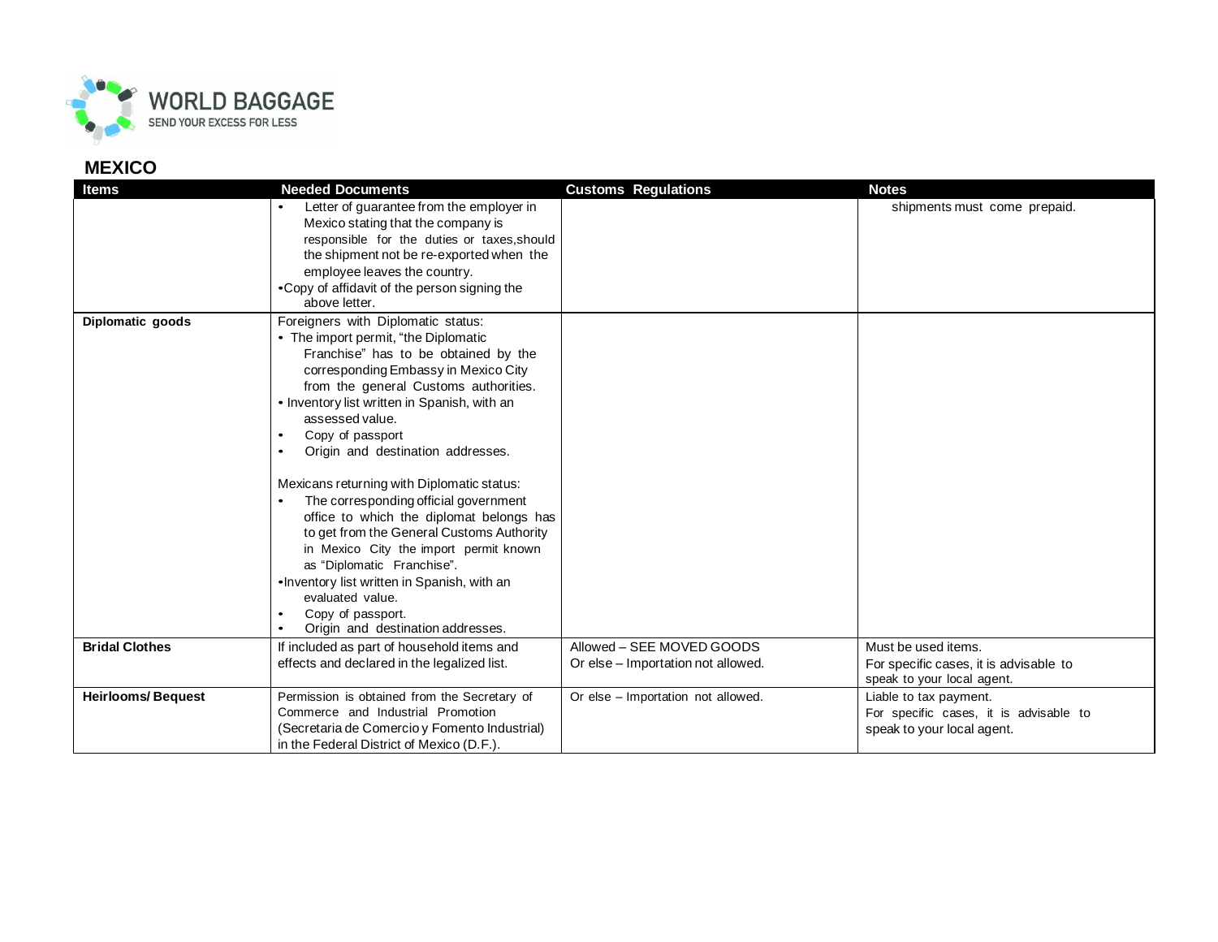## MEXICO

| Items | Needed Documents | Customs Regulations | Notes |
|---|---|---|---|
| | • Letter of guarantee from the employer in Mexico stating that the company is responsible for the duties or taxes,should the shipment not be re-exported when the employee leaves the country.<br>•Copy of affidavit of the person signing the above letter. | | shipments must come prepaid. |
| **Diplomatic goods** | Foreigners with Diplomatic status:<br>• The import permit, "the Diplomatic Franchise" has to be obtained by the corresponding Embassy in Mexico City from the general Customs authorities.<br>• Inventory list written in Spanish, with an assessed value.<br>• Copy of passport<br>• Origin and destination addresses.<br><br>Mexicans returning with Diplomatic status:<br>• The corresponding official government office to which the diplomat belongs has to get from the General Customs Authority in Mexico City the import permit known as "Diplomatic Franchise".<br>•Inventory list written in Spanish, with an evaluated value.<br>• Copy of passport.<br>• Origin and destination addresses. | | |
| **Bridal Clothes** | If included as part of household items and effects and declared in the legalized list. | Allowed – SEE MOVED GOODS<br>Or else – Importation not allowed. | Must be used items.<br>For specific cases, it is advisable to speak to your local agent. |
| **Heirlooms/ Bequest** | Permission is obtained from the Secretary of Commerce and Industrial Promotion (Secretaria de Comercio y Fomento Industrial) in the Federal District of Mexico (D.F.). | Or else – Importation not allowed. | Liable to tax payment.<br>For specific cases, it is advisable to speak to your local agent. |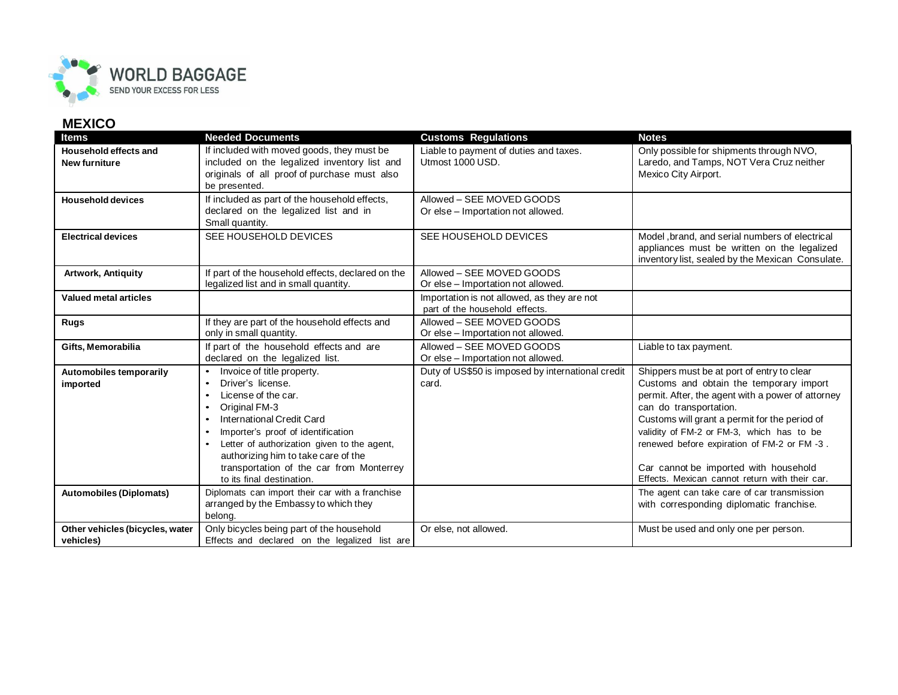## MEXICO

| Items | Needed Documents | Customs Regulations | Notes |
|---|---|---|---|
| **Household effects and New furniture** | If included with moved goods, they must be included on the legalized inventory list and originals of all proof of purchase must also be presented. | Liable to payment of duties and taxes. Utmost 1000 USD. | Only possible for shipments through NVO, Laredo, and Tamps, NOT Vera Cruz neither Mexico City Airport. |
| **Household devices** | If included as part of the household effects, declared on the legalized list and in Small quantity. | Allowed – SEE MOVED GOODS Or else – Importation not allowed. | |
| **Electrical devices** | SEE HOUSEHOLD DEVICES | SEE HOUSEHOLD DEVICES | Model ,brand, and serial numbers of electrical appliances must be written on the legalized inventory list, sealed by the Mexican Consulate. |
| **Artwork, Antiquity** | If part of the household effects, declared on the legalized list and in small quantity. | Allowed – SEE MOVED GOODS Or else – Importation not allowed. | |
| **Valued metal articles** | | Importation is not allowed, as they are not part of the household effects. | |
| **Rugs** | If they are part of the household effects and only in small quantity. | Allowed – SEE MOVED GOODS Or else – Importation not allowed. | |
| **Gifts, Memorabilia** | If part of the household effects and are declared on the legalized list. | Allowed – SEE MOVED GOODS Or else – Importation not allowed. | Liable to tax payment. |
| **Automobiles temporarily imported** | • Invoice of title property. <br> • Driver's license. <br> • License of the car. <br> • Original FM-3 <br> • International Credit Card <br> • Importer's proof of identification <br> • Letter of authorization given to the agent, authorizing him to take care of the transportation of the car from Monterrey to its final destination. | Duty of US$50 is imposed by international credit card. | Shippers must be at port of entry to clear Customs and obtain the temporary import permit. After, the agent with a power of attorney can do transportation. Customs will grant a permit for the period of validity of FM-2 or FM-3, which has to be renewed before expiration of FM-2 or FM -3 . <br><br> Car cannot be imported with household Effects. Mexican cannot return with their car. |
| **Automobiles (Diplomats)** | Diplomats can import their car with a franchise arranged by the Embassy to which they belong. | | The agent can take care of car transmission with corresponding diplomatic franchise. |
| **Other vehicles (bicycles, water vehicles)** | Only bicycles being part of the household Effects and declared on the legalized list are | Or else, not allowed. | Must be used and only one per person. |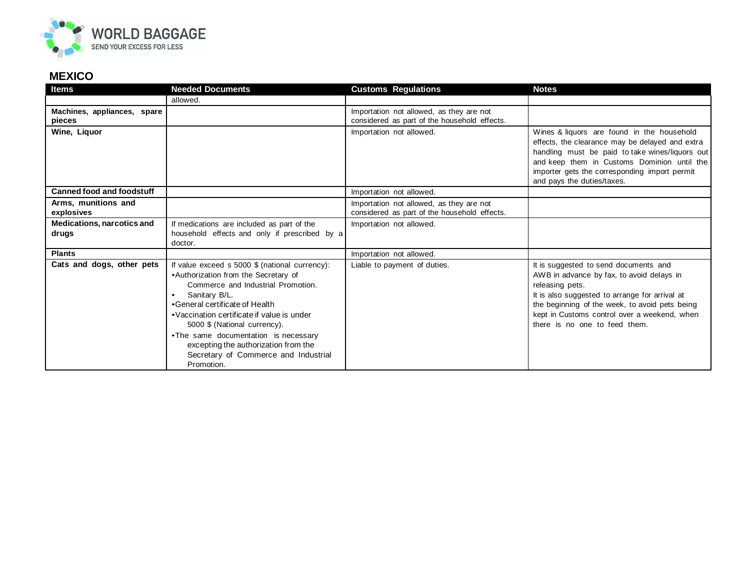## MEXICO

| Items | Needed Documents | Customs Regulations | Notes |
|---|---|---|---|
| | allowed. | | |
| **Machines, appliances, spare pieces** | | Importation not allowed, as they are not considered as part of the household effects. | |
| **Wine, Liquor** | | Importation not allowed. | Wines & liquors are found in the household effects, the clearance may be delayed and extra handling must be paid to take wines/liquors out and keep them in Customs Dominion until the importer gets the corresponding import permit and pays the duties/taxes. |
| **Canned food and foodstuff** | | Importation not allowed. | |
| **Arms, munitions and explosives** | | Importation not allowed, as they are not considered as part of the household effects. | |
| **Medications, narcotics and drugs** | If medications are included as part of the household effects and only if prescribed by a doctor. | Importation not allowed. | |
| **Plants** | | Importation not allowed. | |
| **Cats and dogs, other pets** | If value exceed s 5000 $ (national currency):<br>•Authorization from the Secretary of Commerce and Industrial Promotion.<br>• Sanitary B/L.<br>•General certificate of Health<br>•Vaccination certificate if value is under 5000 $ (National currency).<br>•The same documentation is necessary excepting the authorization from the Secretary of Commerce and Industrial Promotion. | Liable to payment of duties. | It is suggested to send documents and AWB in advance by fax, to avoid delays in releasing pets.<br>It is also suggested to arrange for arrival at the beginning of the week, to avoid pets being kept in Customs control over a weekend, when there is no one to feed them. |